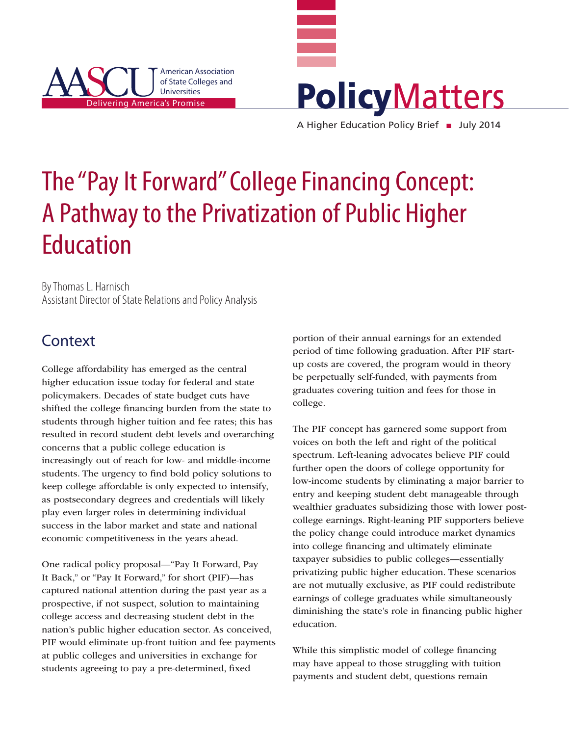American Association of State Colleges and Universities

Delivering America's Promise

**Policy**Matters

A Higher Education Policy Brief ■ July 2014

# The "Pay It Forward" College Financing Concept: A Pathway to the Privatization of Public Higher Education

By Thomas L. Harnisch
Assistant Director of State Relations and Policy Analysis

## Context

College affordability has emerged as the central higher education issue today for federal and state policymakers. Decades of state budget cuts have shifted the college financing burden from the state to students through higher tuition and fee rates; this has resulted in record student debt levels and overarching concerns that a public college education is increasingly out of reach for low- and middle-income students. The urgency to find bold policy solutions to keep college affordable is only expected to intensify, as postsecondary degrees and credentials will likely play even larger roles in determining individual success in the labor market and state and national economic competitiveness in the years ahead.

One radical policy proposal—"Pay It Forward, Pay It Back," or "Pay It Forward," for short (PIF)—has captured national attention during the past year as a prospective, if not suspect, solution to maintaining college access and decreasing student debt in the nation's public higher education sector. As conceived, PIF would eliminate up-front tuition and fee payments at public colleges and universities in exchange for students agreeing to pay a pre-determined, fixed portion of their annual earnings for an extended period of time following graduation. After PIF start-up costs are covered, the program would in theory be perpetually self-funded, with payments from graduates covering tuition and fees for those in college.

The PIF concept has garnered some support from voices on both the left and right of the political spectrum. Left-leaning advocates believe PIF could further open the doors of college opportunity for low-income students by eliminating a major barrier to entry and keeping student debt manageable through wealthier graduates subsidizing those with lower post-college earnings. Right-leaning PIF supporters believe the policy change could introduce market dynamics into college financing and ultimately eliminate taxpayer subsidies to public colleges—essentially privatizing public higher education. These scenarios are not mutually exclusive, as PIF could redistribute earnings of college graduates while simultaneously diminishing the state's role in financing public higher education.

While this simplistic model of college financing may have appeal to those struggling with tuition payments and student debt, questions remain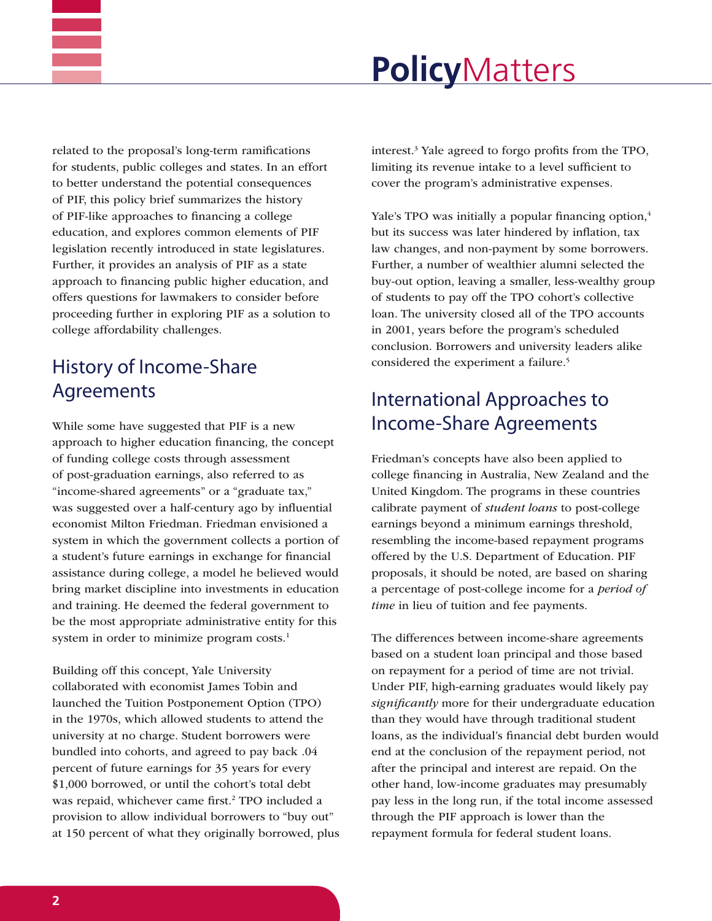related to the proposal's long-term ramifications for students, public colleges and states. In an effort to better understand the potential consequences of PIF, this policy brief summarizes the history of PIF-like approaches to financing a college education, and explores common elements of PIF legislation recently introduced in state legislatures. Further, it provides an analysis of PIF as a state approach to financing public higher education, and offers questions for lawmakers to consider before proceeding further in exploring PIF as a solution to college affordability challenges.

## History of Income-Share Agreements

While some have suggested that PIF is a new approach to higher education financing, the concept of funding college costs through assessment of post-graduation earnings, also referred to as "income-shared agreements" or a "graduate tax," was suggested over a half-century ago by influential economist Milton Friedman. Friedman envisioned a system in which the government collects a portion of a student's future earnings in exchange for financial assistance during college, a model he believed would bring market discipline into investments in education and training. He deemed the federal government to be the most appropriate administrative entity for this system in order to minimize program costs.[1]

Building off this concept, Yale University collaborated with economist James Tobin and launched the Tuition Postponement Option (TPO) in the 1970s, which allowed students to attend the university at no charge. Student borrowers were bundled into cohorts, and agreed to pay back .04 percent of future earnings for 35 years for every $1,000 borrowed, or until the cohort's total debt was repaid, whichever came first.[2] TPO included a provision to allow individual borrowers to "buy out" at 150 percent of what they originally borrowed, plus interest.[3] Yale agreed to forgo profits from the TPO, limiting its revenue intake to a level sufficient to cover the program's administrative expenses.

Yale's TPO was initially a popular financing option,[4] but its success was later hindered by inflation, tax law changes, and non-payment by some borrowers. Further, a number of wealthier alumni selected the buy-out option, leaving a smaller, less-wealthy group of students to pay off the TPO cohort's collective loan. The university closed all of the TPO accounts in 2001, years before the program's scheduled conclusion. Borrowers and university leaders alike considered the experiment a failure.[5]

## International Approaches to Income-Share Agreements

Friedman's concepts have also been applied to college financing in Australia, New Zealand and the United Kingdom. The programs in these countries calibrate payment of *student loans* to post-college earnings beyond a minimum earnings threshold, resembling the income-based repayment programs offered by the U.S. Department of Education. PIF proposals, it should be noted, are based on sharing a percentage of post-college income for a *period of time* in lieu of tuition and fee payments.

The differences between income-share agreements based on a student loan principal and those based on repayment for a period of time are not trivial. Under PIF, high-earning graduates would likely pay *significantly* more for their undergraduate education than they would have through traditional student loans, as the individual's financial debt burden would end at the conclusion of the repayment period, not after the principal and interest are repaid. On the other hand, low-income graduates may presumably pay less in the long run, if the total income assessed through the PIF approach is lower than the repayment formula for federal student loans.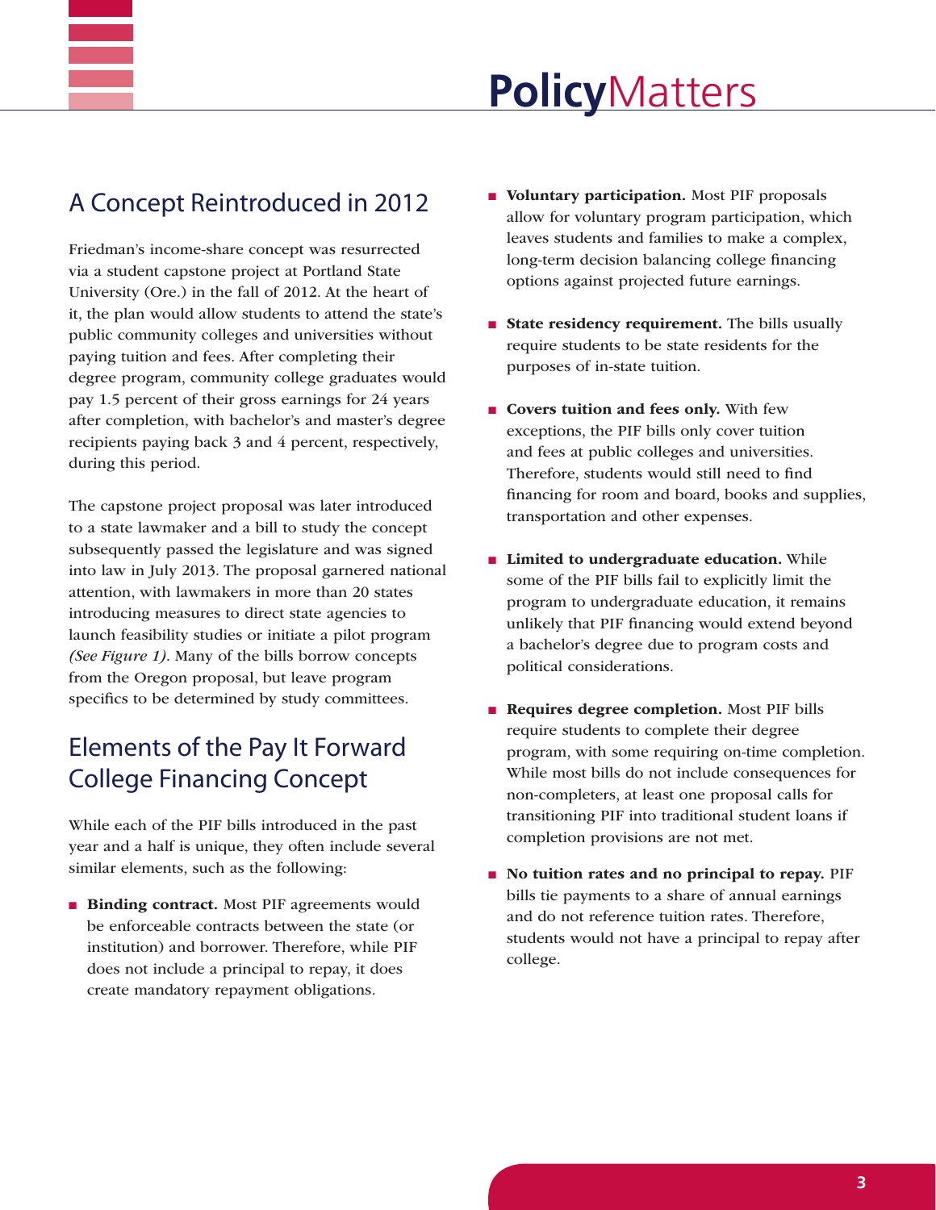## A Concept Reintroduced in 2012

Friedman's income-share concept was resurrected via a student capstone project at Portland State University (Ore.) in the fall of 2012. At the heart of it, the plan would allow students to attend the state's public community colleges and universities without paying tuition and fees. After completing their degree program, community college graduates would pay 1.5 percent of their gross earnings for 24 years after completion, with bachelor's and master's degree recipients paying back 3 and 4 percent, respectively, during this period.

The capstone project proposal was later introduced to a state lawmaker and a bill to study the concept subsequently passed the legislature and was signed into law in July 2013. The proposal garnered national attention, with lawmakers in more than 20 states introducing measures to direct state agencies to launch feasibility studies or initiate a pilot program *(See Figure 1)*. Many of the bills borrow concepts from the Oregon proposal, but leave program specifics to be determined by study committees.

## Elements of the Pay It Forward College Financing Concept

While each of the PIF bills introduced in the past year and a half is unique, they often include several similar elements, such as the following:

- **Binding contract.** Most PIF agreements would be enforceable contracts between the state (or institution) and borrower. Therefore, while PIF does not include a principal to repay, it does create mandatory repayment obligations.
- **Voluntary participation.** Most PIF proposals allow for voluntary program participation, which leaves students and families to make a complex, long-term decision balancing college financing options against projected future earnings.
- **State residency requirement.** The bills usually require students to be state residents for the purposes of in-state tuition.
- **Covers tuition and fees only.** With few exceptions, the PIF bills only cover tuition and fees at public colleges and universities. Therefore, students would still need to find financing for room and board, books and supplies, transportation and other expenses.
- **Limited to undergraduate education.** While some of the PIF bills fail to explicitly limit the program to undergraduate education, it remains unlikely that PIF financing would extend beyond a bachelor's degree due to program costs and political considerations.
- **Requires degree completion.** Most PIF bills require students to complete their degree program, with some requiring on-time completion. While most bills do not include consequences for non-completers, at least one proposal calls for transitioning PIF into traditional student loans if completion provisions are not met.
- **No tuition rates and no principal to repay.** PIF bills tie payments to a share of annual earnings and do not reference tuition rates. Therefore, students would not have a principal to repay after college.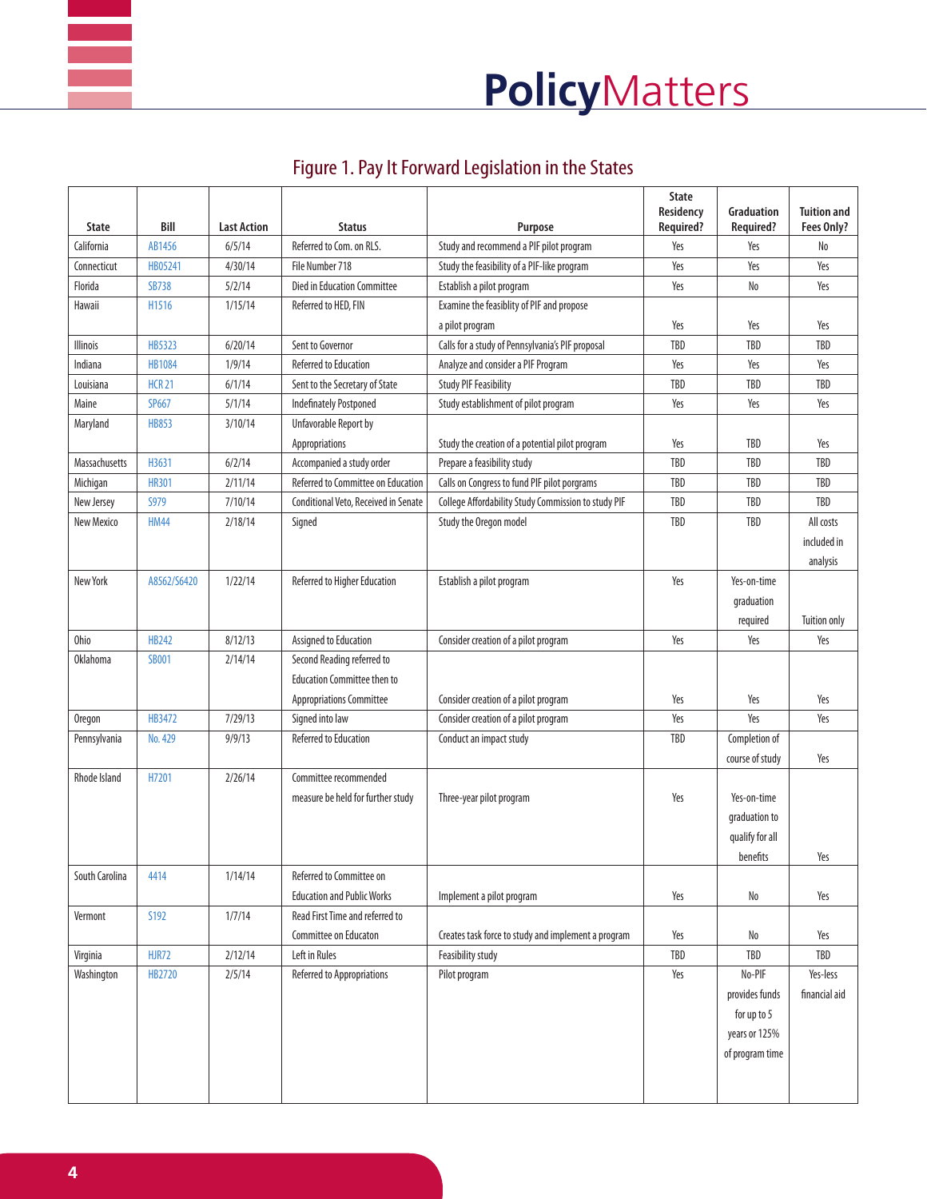## Figure 1. Pay It Forward Legislation in the States

| State | Bill | Last Action | Status | Purpose | State Residency Required? | Graduation Required? | Tuition and Fees Only? |
|---|---|---|---|---|---|---|---|
| California | AB1456 | 6/5/14 | Referred to Com. on RLS. | Study and recommend a PIF pilot program | Yes | Yes | No |
| Connecticut | HB05241 | 4/30/14 | File Number 718 | Study the feasibility of a PIF-like program | Yes | Yes | Yes |
| Florida | SB738 | 5/2/14 | Died in Education Committee | Establish a pilot program | Yes | No | Yes |
| Hawaii | H1516 | 1/15/14 | Referred to HED, FIN | Examine the feasiblity of PIF and propose a pilot program | Yes | Yes | Yes |
| Illinois | HB5323 | 6/20/14 | Sent to Governor | Calls for a study of Pennsylvania's PIF proposal | TBD | TBD | TBD |
| Indiana | HB1084 | 1/9/14 | Referred to Education | Analyze and consider a PIF Program | Yes | Yes | Yes |
| Louisiana | HCR 21 | 6/1/14 | Sent to the Secretary of State | Study PIF Feasibility | TBD | TBD | TBD |
| Maine | SP667 | 5/1/14 | Indefinately Postponed | Study establishment of pilot program | Yes | Yes | Yes |
| Maryland | HB853 | 3/10/14 | Unfavorable Report by Appropriations | Study the creation of a potential pilot program | Yes | TBD | Yes |
| Massachusetts | H3631 | 6/2/14 | Accompanied a study order | Prepare a feasibility study | TBD | TBD | TBD |
| Michigan | HR301 | 2/11/14 | Referred to Committee on Education | Calls on Congress to fund PIF pilot porgrams | TBD | TBD | TBD |
| New Jersey | S979 | 7/10/14 | Conditional Veto, Received in Senate | College Affordability Study Commission to study PIF | TBD | TBD | TBD |
| New Mexico | HM44 | 2/18/14 | Signed | Study the Oregon model | TBD | TBD | All costs included in analysis |
| New York | A8562/S6420 | 1/22/14 | Referred to Higher Education | Establish a pilot program | Yes | Yes-on-time graduation required | Tuition only |
| Ohio | HB242 | 8/12/13 | Assigned to Education | Consider creation of a pilot program | Yes | Yes | Yes |
| Oklahoma | SB001 | 2/14/14 | Second Reading referred to Education Committee then to Appropriations Committee | Consider creation of a pilot program | Yes | Yes | Yes |
| Oregon | HB3472 | 7/29/13 | Signed into law | Consider creation of a pilot program | Yes | Yes | Yes |
| Pennsylvania | No. 429 | 9/9/13 | Referred to Education | Conduct an impact study | TBD | Completion of course of study | Yes |
| Rhode Island | H7201 | 2/26/14 | Committee recommended measure be held for further study | Three-year pilot program | Yes | Yes-on-time graduation to qualify for all benefits | Yes |
| South Carolina | 4414 | 1/14/14 | Referred to Committee on Education and Public Works | Implement a pilot program | Yes | No | Yes |
| Vermont | S192 | 1/7/14 | Read First Time and referred to Committee on Educaton | Creates task force to study and implement a program | Yes | No | Yes |
| Virginia | HJR72 | 2/12/14 | Left in Rules | Feasibility study | TBD | TBD | TBD |
| Washington | HB2720 | 2/5/14 | Referred to Appropriations | Pilot program | Yes | No-PIF provides funds for up to 5 years or 125% of program time | Yes-less financial aid |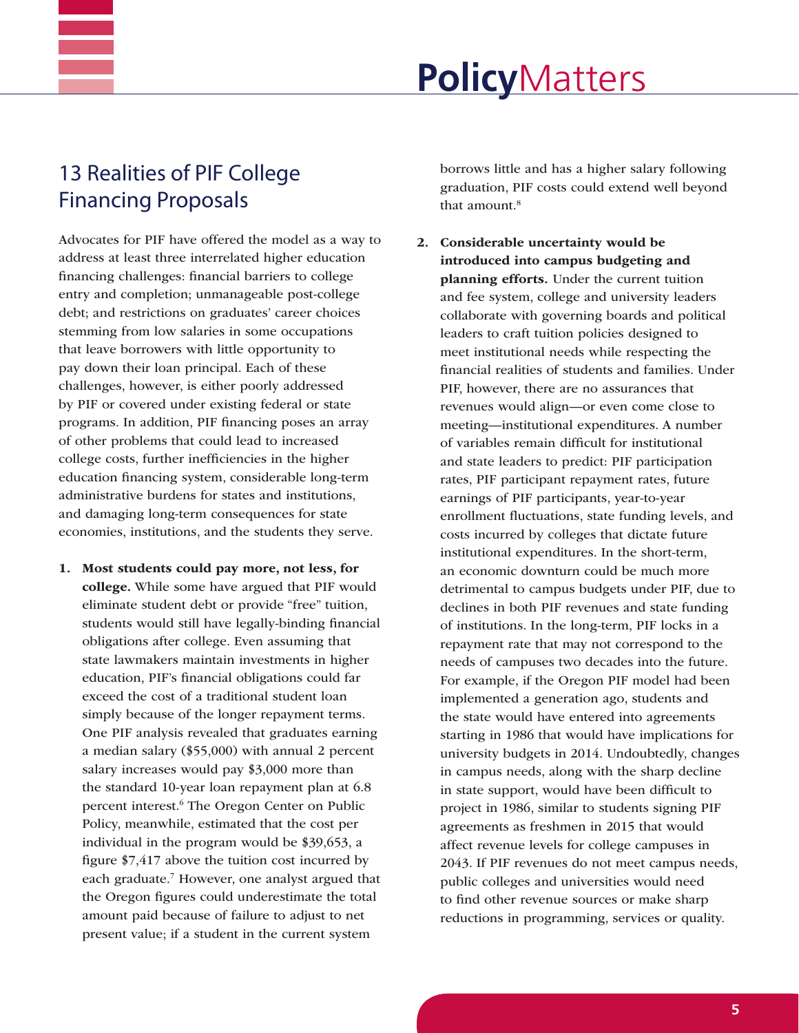## 13 Realities of PIF College Financing Proposals

Advocates for PIF have offered the model as a way to address at least three interrelated higher education financing challenges: financial barriers to college entry and completion; unmanageable post-college debt; and restrictions on graduates' career choices stemming from low salaries in some occupations that leave borrowers with little opportunity to pay down their loan principal. Each of these challenges, however, is either poorly addressed by PIF or covered under existing federal or state programs. In addition, PIF financing poses an array of other problems that could lead to increased college costs, further inefficiencies in the higher education financing system, considerable long-term administrative burdens for states and institutions, and damaging long-term consequences for state economies, institutions, and the students they serve.

1. **Most students could pay more, not less, for college.** While some have argued that PIF would eliminate student debt or provide "free" tuition, students would still have legally-binding financial obligations after college. Even assuming that state lawmakers maintain investments in higher education, PIF's financial obligations could far exceed the cost of a traditional student loan simply because of the longer repayment terms. One PIF analysis revealed that graduates earning a median salary ($55,000) with annual 2 percent salary increases would pay $3,000 more than the standard 10-year loan repayment plan at 6.8 percent interest.[6] The Oregon Center on Public Policy, meanwhile, estimated that the cost per individual in the program would be $39,653, a figure $7,417 above the tuition cost incurred by each graduate.[7] However, one analyst argued that the Oregon figures could underestimate the total amount paid because of failure to adjust to net present value; if a student in the current system borrows little and has a higher salary following graduation, PIF costs could extend well beyond that amount.[8]

2. **Considerable uncertainty would be introduced into campus budgeting and planning efforts.** Under the current tuition and fee system, college and university leaders collaborate with governing boards and political leaders to craft tuition policies designed to meet institutional needs while respecting the financial realities of students and families. Under PIF, however, there are no assurances that revenues would align—or even come close to meeting—institutional expenditures. A number of variables remain difficult for institutional and state leaders to predict: PIF participation rates, PIF participant repayment rates, future earnings of PIF participants, year-to-year enrollment fluctuations, state funding levels, and costs incurred by colleges that dictate future institutional expenditures. In the short-term, an economic downturn could be much more detrimental to campus budgets under PIF, due to declines in both PIF revenues and state funding of institutions. In the long-term, PIF locks in a repayment rate that may not correspond to the needs of campuses two decades into the future. For example, if the Oregon PIF model had been implemented a generation ago, students and the state would have entered into agreements starting in 1986 that would have implications for university budgets in 2014. Undoubtedly, changes in campus needs, along with the sharp decline in state support, would have been difficult to project in 1986, similar to students signing PIF agreements as freshmen in 2015 that would affect revenue levels for college campuses in 2043. If PIF revenues do not meet campus needs, public colleges and universities would need to find other revenue sources or make sharp reductions in programming, services or quality.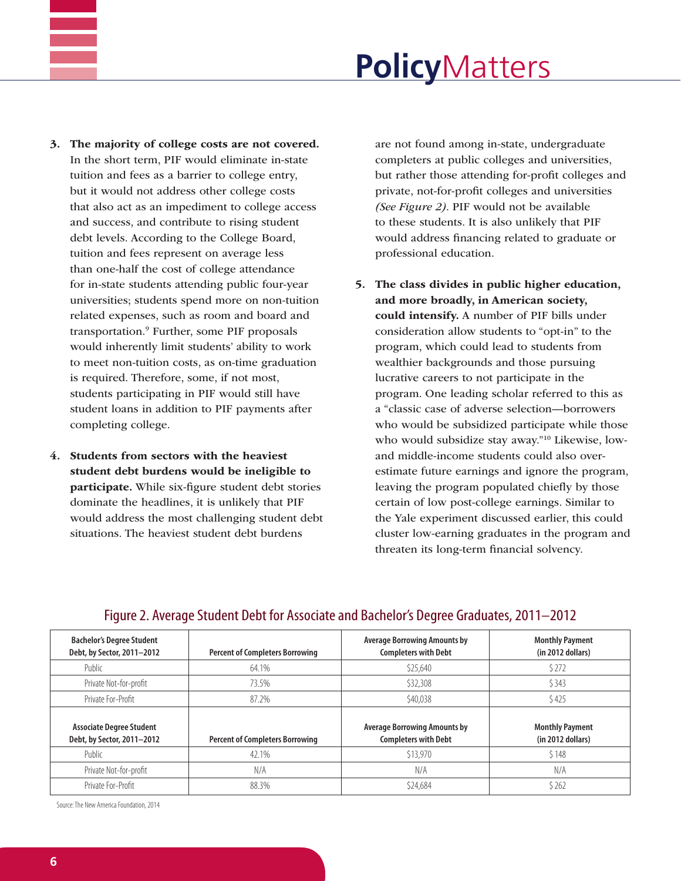3. **The majority of college costs are not covered.** In the short term, PIF would eliminate in-state tuition and fees as a barrier to college entry, but it would not address other college costs that also act as an impediment to college access and success, and contribute to rising student debt levels. According to the College Board, tuition and fees represent on average less than one-half the cost of college attendance for in-state students attending public four-year universities; students spend more on non-tuition related expenses, such as room and board and transportation.[9] Further, some PIF proposals would inherently limit students' ability to work to meet non-tuition costs, as on-time graduation is required. Therefore, some, if not most, students participating in PIF would still have student loans in addition to PIF payments after completing college.

4. **Students from sectors with the heaviest student debt burdens would be ineligible to participate.** While six-figure student debt stories dominate the headlines, it is unlikely that PIF would address the most challenging student debt situations. The heaviest student debt burdens are not found among in-state, undergraduate completers at public colleges and universities, but rather those attending for-profit colleges and private, not-for-profit colleges and universities *(See Figure 2)*. PIF would not be available to these students. It is also unlikely that PIF would address financing related to graduate or professional education.

5. **The class divides in public higher education, and more broadly, in American society, could intensify.** A number of PIF bills under consideration allow students to "opt-in" to the program, which could lead to students from wealthier backgrounds and those pursuing lucrative careers to not participate in the program. One leading scholar referred to this as a "classic case of adverse selection—borrowers who would be subsidized participate while those who would subsidize stay away."[10] Likewise, low- and middle-income students could also over-estimate future earnings and ignore the program, leaving the program populated chiefly by those certain of low post-college earnings. Similar to the Yale experiment discussed earlier, this could cluster low-earning graduates in the program and threaten its long-term financial solvency.

## Figure 2. Average Student Debt for Associate and Bachelor's Degree Graduates, 2011–2012

| Bachelor's Degree Student Debt, by Sector, 2011–2012 | Percent of Completers Borrowing | Average Borrowing Amounts by Completers with Debt | Monthly Payment (in 2012 dollars) |
|---|---|---|---|
| Public | 64.1% | $25,640 | $272 |
| Private Not-for-profit | 73.5% | $32,308 | $343 |
| Private For-Profit | 87.2% | $40,038 | $425 |
| **Associate Degree Student Debt, by Sector, 2011–2012** | **Percent of Completers Borrowing** | **Average Borrowing Amounts by Completers with Debt** | **Monthly Payment (in 2012 dollars)** |
| Public | 42.1% | $13,970 | $148 |
| Private Not-for-profit | N/A | N/A | N/A |
| Private For-Profit | 88.3% | $24,684 | $262 |

Source: The New America Foundation, 2014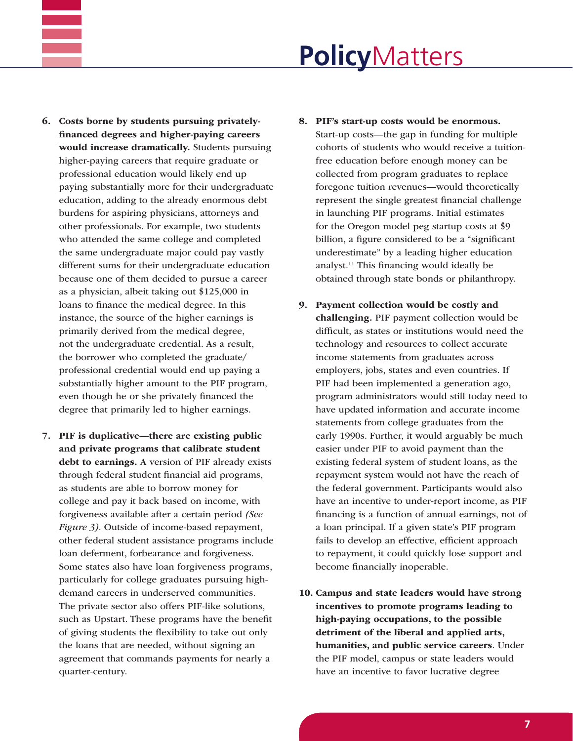6. **Costs borne by students pursuing privately-financed degrees and higher-paying careers would increase dramatically.** Students pursuing higher-paying careers that require graduate or professional education would likely end up paying substantially more for their undergraduate education, adding to the already enormous debt burdens for aspiring physicians, attorneys and other professionals. For example, two students who attended the same college and completed the same undergraduate major could pay vastly different sums for their undergraduate education because one of them decided to pursue a career as a physician, albeit taking out $125,000 in loans to finance the medical degree. In this instance, the source of the higher earnings is primarily derived from the medical degree, not the undergraduate credential. As a result, the borrower who completed the graduate/professional credential would end up paying a substantially higher amount to the PIF program, even though he or she privately financed the degree that primarily led to higher earnings.

7. **PIF is duplicative—there are existing public and private programs that calibrate student debt to earnings.** A version of PIF already exists through federal student financial aid programs, as students are able to borrow money for college and pay it back based on income, with forgiveness available after a certain period *(See Figure 3)*. Outside of income-based repayment, other federal student assistance programs include loan deferment, forbearance and forgiveness. Some states also have loan forgiveness programs, particularly for college graduates pursuing high-demand careers in underserved communities. The private sector also offers PIF-like solutions, such as Upstart. These programs have the benefit of giving students the flexibility to take out only the loans that are needed, without signing an agreement that commands payments for nearly a quarter-century.

8. **PIF's start-up costs would be enormous.** Start-up costs—the gap in funding for multiple cohorts of students who would receive a tuition-free education before enough money can be collected from program graduates to replace foregone tuition revenues—would theoretically represent the single greatest financial challenge in launching PIF programs. Initial estimates for the Oregon model peg startup costs at $9 billion, a figure considered to be a "significant underestimate" by a leading higher education analyst.[11] This financing would ideally be obtained through state bonds or philanthropy.

9. **Payment collection would be costly and challenging.** PIF payment collection would be difficult, as states or institutions would need the technology and resources to collect accurate income statements from graduates across employers, jobs, states and even countries. If PIF had been implemented a generation ago, program administrators would still today need to have updated information and accurate income statements from college graduates from the early 1990s. Further, it would arguably be much easier under PIF to avoid payment than the existing federal system of student loans, as the repayment system would not have the reach of the federal government. Participants would also have an incentive to under-report income, as PIF financing is a function of annual earnings, not of a loan principal. If a given state's PIF program fails to develop an effective, efficient approach to repayment, it could quickly lose support and become financially inoperable.

10. **Campus and state leaders would have strong incentives to promote programs leading to high-paying occupations, to the possible detriment of the liberal and applied arts, humanities, and public service careers**. Under the PIF model, campus or state leaders would have an incentive to favor lucrative degree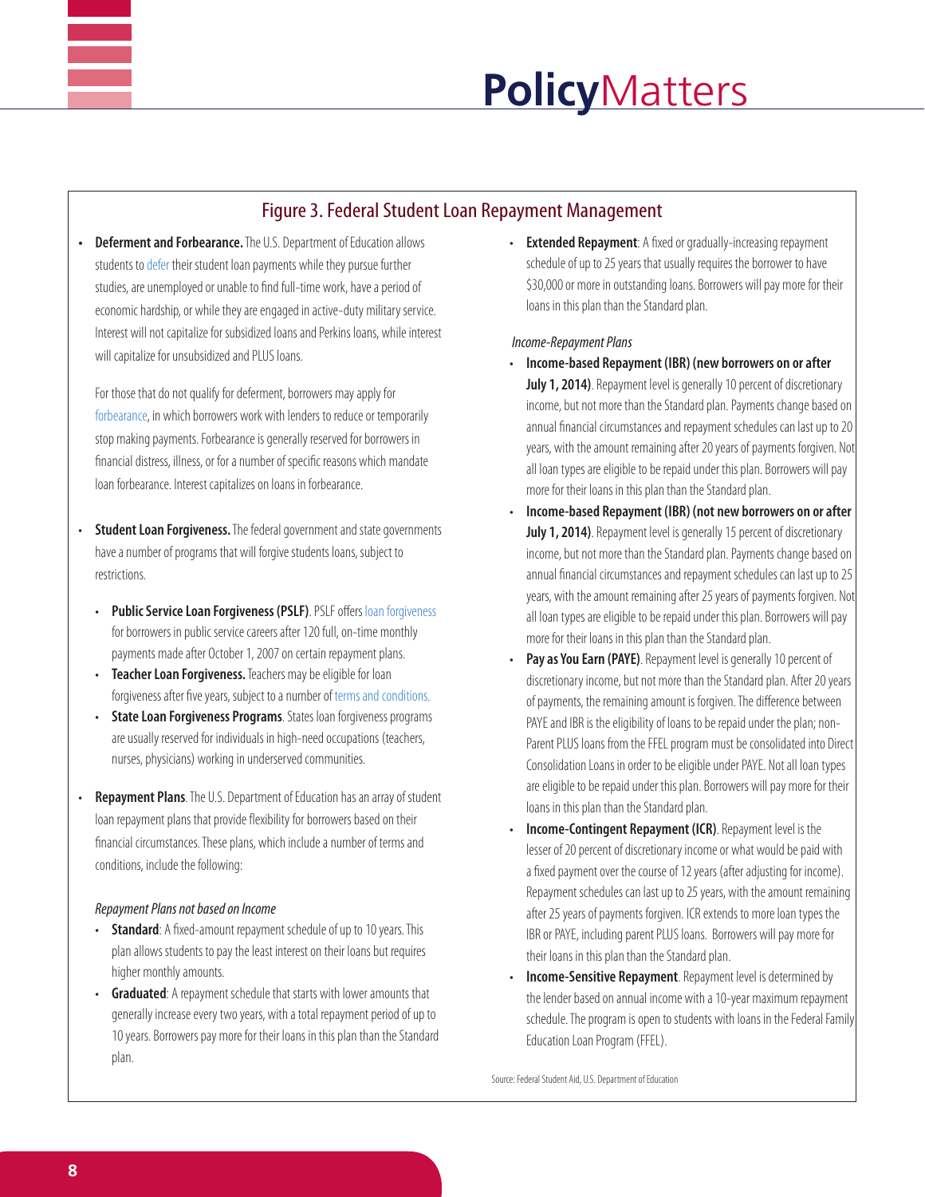## Figure 3. Federal Student Loan Repayment Management

- **Deferment and Forbearance.** The U.S. Department of Education allows students to defer their student loan payments while they pursue further studies, are unemployed or unable to find full-time work, have a period of economic hardship, or while they are engaged in active-duty military service. Interest will not capitalize for subsidized loans and Perkins loans, while interest will capitalize for unsubsidized and PLUS loans.

  For those that do not qualify for deferment, borrowers may apply for forbearance, in which borrowers work with lenders to reduce or temporarily stop making payments. Forbearance is generally reserved for borrowers in financial distress, illness, or for a number of specific reasons which mandate loan forbearance. Interest capitalizes on loans in forbearance.

- **Student Loan Forgiveness.** The federal government and state governments have a number of programs that will forgive students loans, subject to restrictions.
  - **Public Service Loan Forgiveness (PSLF)**. PSLF offers loan forgiveness for borrowers in public service careers after 120 full, on-time monthly payments made after October 1, 2007 on certain repayment plans.
  - **Teacher Loan Forgiveness.** Teachers may be eligible for loan forgiveness after five years, subject to a number of terms and conditions.
  - **State Loan Forgiveness Programs**. States loan forgiveness programs are usually reserved for individuals in high-need occupations (teachers, nurses, physicians) working in underserved communities.

- **Repayment Plans**. The U.S. Department of Education has an array of student loan repayment plans that provide flexibility for borrowers based on their financial circumstances. These plans, which include a number of terms and conditions, include the following:

  *Repayment Plans not based on Income*
  - **Standard**: A fixed-amount repayment schedule of up to 10 years. This plan allows students to pay the least interest on their loans but requires higher monthly amounts.
  - **Graduated**: A repayment schedule that starts with lower amounts that generally increase every two years, with a total repayment period of up to 10 years. Borrowers pay more for their loans in this plan than the Standard plan.
  - **Extended Repayment**: A fixed or gradually-increasing repayment schedule of up to 25 years that usually requires the borrower to have $30,000 or more in outstanding loans. Borrowers will pay more for their loans in this plan than the Standard plan.

  *Income-Repayment Plans*
  - **Income-based Repayment (IBR) (new borrowers on or after July 1, 2014)**. Repayment level is generally 10 percent of discretionary income, but not more than the Standard plan. Payments change based on annual financial circumstances and repayment schedules can last up to 20 years, with the amount remaining after 20 years of payments forgiven. Not all loan types are eligible to be repaid under this plan. Borrowers will pay more for their loans in this plan than the Standard plan.
  - **Income-based Repayment (IBR) (not new borrowers on or after July 1, 2014)**. Repayment level is generally 15 percent of discretionary income, but not more than the Standard plan. Payments change based on annual financial circumstances and repayment schedules can last up to 25 years, with the amount remaining after 25 years of payments forgiven. Not all loan types are eligible to be repaid under this plan. Borrowers will pay more for their loans in this plan than the Standard plan.
  - **Pay as You Earn (PAYE)**. Repayment level is generally 10 percent of discretionary income, but not more than the Standard plan. After 20 years of payments, the remaining amount is forgiven. The difference between PAYE and IBR is the eligibility of loans to be repaid under the plan; non-Parent PLUS loans from the FFEL program must be consolidated into Direct Consolidation Loans in order to be eligible under PAYE. Not all loan types are eligible to be repaid under this plan. Borrowers will pay more for their loans in this plan than the Standard plan.
  - **Income-Contingent Repayment (ICR)**. Repayment level is the lesser of 20 percent of discretionary income or what would be paid with a fixed payment over the course of 12 years (after adjusting for income). Repayment schedules can last up to 25 years, with the amount remaining after 25 years of payments forgiven. ICR extends to more loan types the IBR or PAYE, including parent PLUS loans. Borrowers will pay more for their loans in this plan than the Standard plan.
  - **Income-Sensitive Repayment**. Repayment level is determined by the lender based on annual income with a 10-year maximum repayment schedule. The program is open to students with loans in the Federal Family Education Loan Program (FFEL).

Source: Federal Student Aid, U.S. Department of Education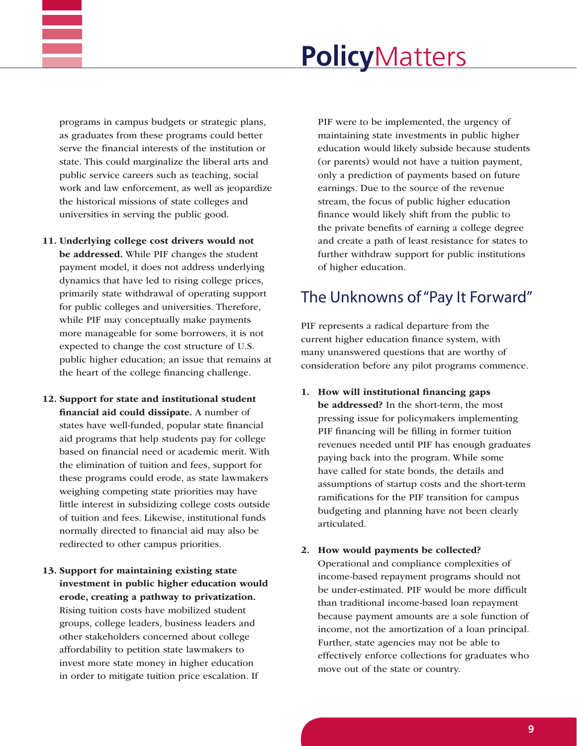programs in campus budgets or strategic plans, as graduates from these programs could better serve the financial interests of the institution or state. This could marginalize the liberal arts and public service careers such as teaching, social work and law enforcement, as well as jeopardize the historical missions of state colleges and universities in serving the public good.

11. **Underlying college cost drivers would not be addressed.** While PIF changes the student payment model, it does not address underlying dynamics that have led to rising college prices, primarily state withdrawal of operating support for public colleges and universities. Therefore, while PIF may conceptually make payments more manageable for some borrowers, it is not expected to change the cost structure of U.S. public higher education; an issue that remains at the heart of the college financing challenge.

12. **Support for state and institutional student financial aid could dissipate.** A number of states have well-funded, popular state financial aid programs that help students pay for college based on financial need or academic merit. With the elimination of tuition and fees, support for these programs could erode, as state lawmakers weighing competing state priorities may have little interest in subsidizing college costs outside of tuition and fees. Likewise, institutional funds normally directed to financial aid may also be redirected to other campus priorities.

13. **Support for maintaining existing state investment in public higher education would erode, creating a pathway to privatization.** Rising tuition costs have mobilized student groups, college leaders, business leaders and other stakeholders concerned about college affordability to petition state lawmakers to invest more state money in higher education in order to mitigate tuition price escalation. If PIF were to be implemented, the urgency of maintaining state investments in public higher education would likely subside because students (or parents) would not have a tuition payment, only a prediction of payments based on future earnings. Due to the source of the revenue stream, the focus of public higher education finance would likely shift from the public to the private benefits of earning a college degree and create a path of least resistance for states to further withdraw support for public institutions of higher education.

## The Unknowns of "Pay It Forward"

PIF represents a radical departure from the current higher education finance system, with many unanswered questions that are worthy of consideration before any pilot programs commence.

1. **How will institutional financing gaps be addressed?** In the short-term, the most pressing issue for policymakers implementing PIF financing will be filling in former tuition revenues needed until PIF has enough graduates paying back into the program. While some have called for state bonds, the details and assumptions of startup costs and the short-term ramifications for the PIF transition for campus budgeting and planning have not been clearly articulated.

2. **How would payments be collected?** Operational and compliance complexities of income-based repayment programs should not be under-estimated. PIF would be more difficult than traditional income-based loan repayment because payment amounts are a sole function of income, not the amortization of a loan principal. Further, state agencies may not be able to effectively enforce collections for graduates who move out of the state or country.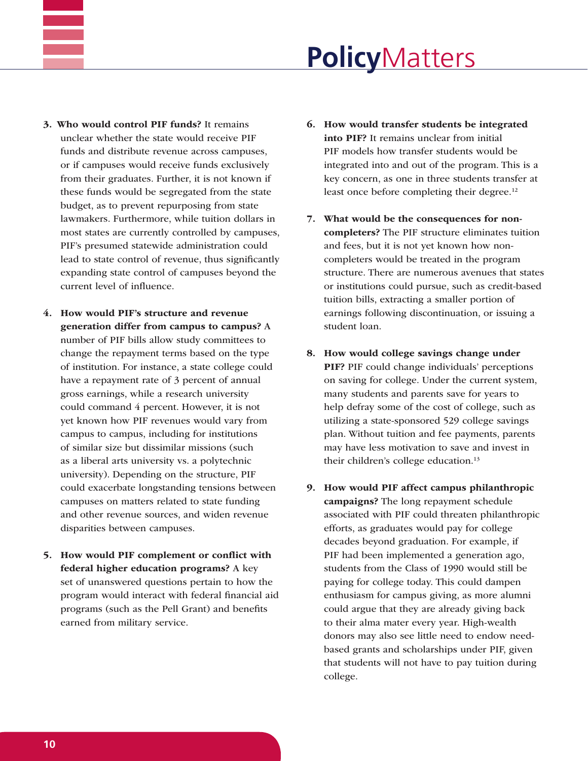3. **Who would control PIF funds?** It remains unclear whether the state would receive PIF funds and distribute revenue across campuses, or if campuses would receive funds exclusively from their graduates. Further, it is not known if these funds would be segregated from the state budget, as to prevent repurposing from state lawmakers. Furthermore, while tuition dollars in most states are currently controlled by campuses, PIF's presumed statewide administration could lead to state control of revenue, thus significantly expanding state control of campuses beyond the current level of influence.

4. **How would PIF's structure and revenue generation differ from campus to campus?** A number of PIF bills allow study committees to change the repayment terms based on the type of institution. For instance, a state college could have a repayment rate of 3 percent of annual gross earnings, while a research university could command 4 percent. However, it is not yet known how PIF revenues would vary from campus to campus, including for institutions of similar size but dissimilar missions (such as a liberal arts university vs. a polytechnic university). Depending on the structure, PIF could exacerbate longstanding tensions between campuses on matters related to state funding and other revenue sources, and widen revenue disparities between campuses.

5. **How would PIF complement or conflict with federal higher education programs?** A key set of unanswered questions pertain to how the program would interact with federal financial aid programs (such as the Pell Grant) and benefits earned from military service.

6. **How would transfer students be integrated into PIF?** It remains unclear from initial PIF models how transfer students would be integrated into and out of the program. This is a key concern, as one in three students transfer at least once before completing their degree.[12]

7. **What would be the consequences for non-completers?** The PIF structure eliminates tuition and fees, but it is not yet known how non-completers would be treated in the program structure. There are numerous avenues that states or institutions could pursue, such as credit-based tuition bills, extracting a smaller portion of earnings following discontinuation, or issuing a student loan.

8. **How would college savings change under PIF?** PIF could change individuals' perceptions on saving for college. Under the current system, many students and parents save for years to help defray some of the cost of college, such as utilizing a state-sponsored 529 college savings plan. Without tuition and fee payments, parents may have less motivation to save and invest in their children's college education.[13]

9. **How would PIF affect campus philanthropic campaigns?** The long repayment schedule associated with PIF could threaten philanthropic efforts, as graduates would pay for college decades beyond graduation. For example, if PIF had been implemented a generation ago, students from the Class of 1990 would still be paying for college today. This could dampen enthusiasm for campus giving, as more alumni could argue that they are already giving back to their alma mater every year. High-wealth donors may also see little need to endow need-based grants and scholarships under PIF, given that students will not have to pay tuition during college.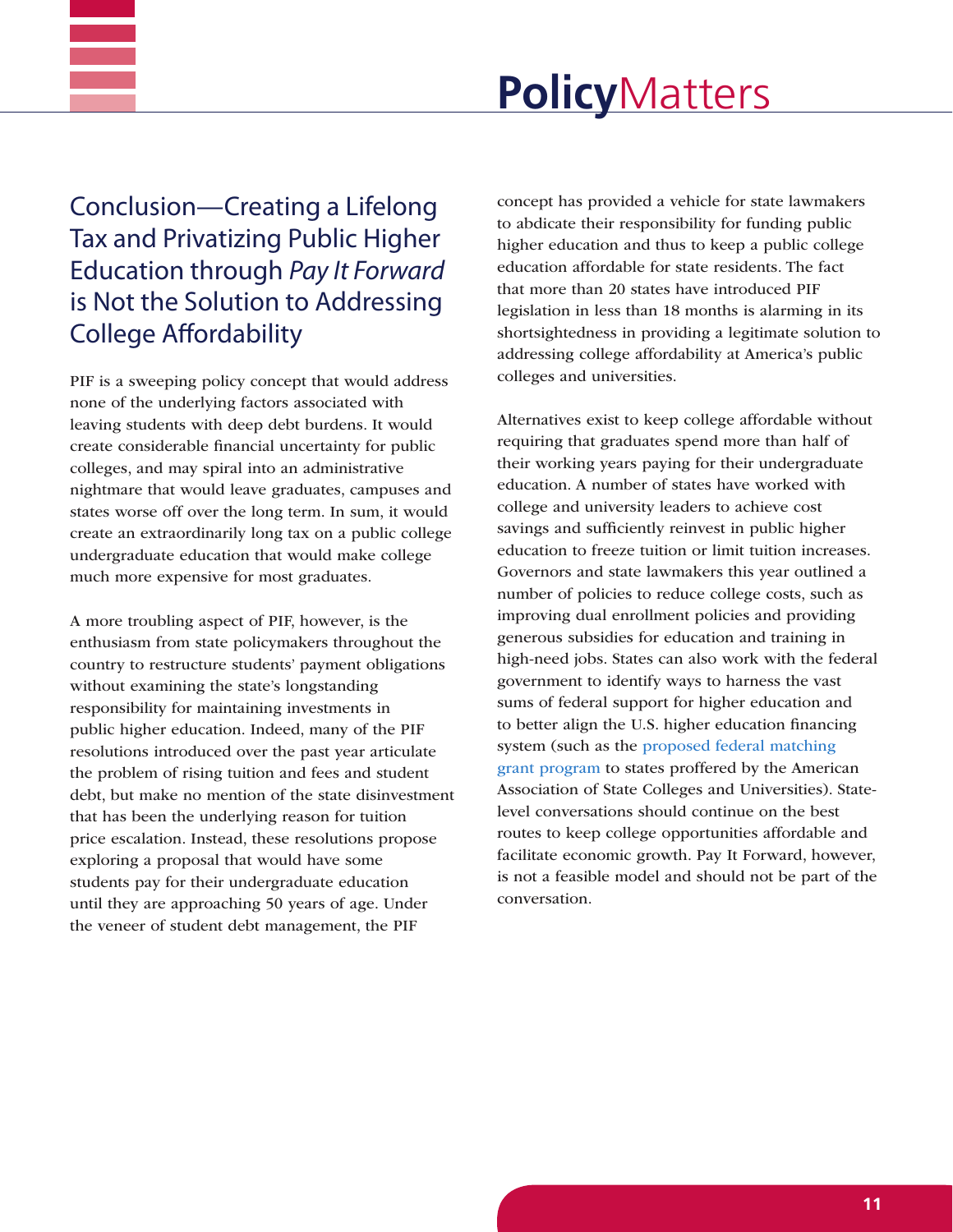## Conclusion—Creating a Lifelong Tax and Privatizing Public Higher Education through *Pay It Forward* is Not the Solution to Addressing College Affordability

PIF is a sweeping policy concept that would address none of the underlying factors associated with leaving students with deep debt burdens. It would create considerable financial uncertainty for public colleges, and may spiral into an administrative nightmare that would leave graduates, campuses and states worse off over the long term. In sum, it would create an extraordinarily long tax on a public college undergraduate education that would make college much more expensive for most graduates.

A more troubling aspect of PIF, however, is the enthusiasm from state policymakers throughout the country to restructure students' payment obligations without examining the state's longstanding responsibility for maintaining investments in public higher education. Indeed, many of the PIF resolutions introduced over the past year articulate the problem of rising tuition and fees and student debt, but make no mention of the state disinvestment that has been the underlying reason for tuition price escalation. Instead, these resolutions propose exploring a proposal that would have some students pay for their undergraduate education until they are approaching 50 years of age. Under the veneer of student debt management, the PIF concept has provided a vehicle for state lawmakers to abdicate their responsibility for funding public higher education and thus to keep a public college education affordable for state residents. The fact that more than 20 states have introduced PIF legislation in less than 18 months is alarming in its shortsightedness in providing a legitimate solution to addressing college affordability at America's public colleges and universities.

Alternatives exist to keep college affordable without requiring that graduates spend more than half of their working years paying for their undergraduate education. A number of states have worked with college and university leaders to achieve cost savings and sufficiently reinvest in public higher education to freeze tuition or limit tuition increases. Governors and state lawmakers this year outlined a number of policies to reduce college costs, such as improving dual enrollment policies and providing generous subsidies for education and training in high-need jobs. States can also work with the federal government to identify ways to harness the vast sums of federal support for higher education and to better align the U.S. higher education financing system (such as the proposed federal matching grant program to states proffered by the American Association of State Colleges and Universities). State-level conversations should continue on the best routes to keep college opportunities affordable and facilitate economic growth. Pay It Forward, however, is not a feasible model and should not be part of the conversation.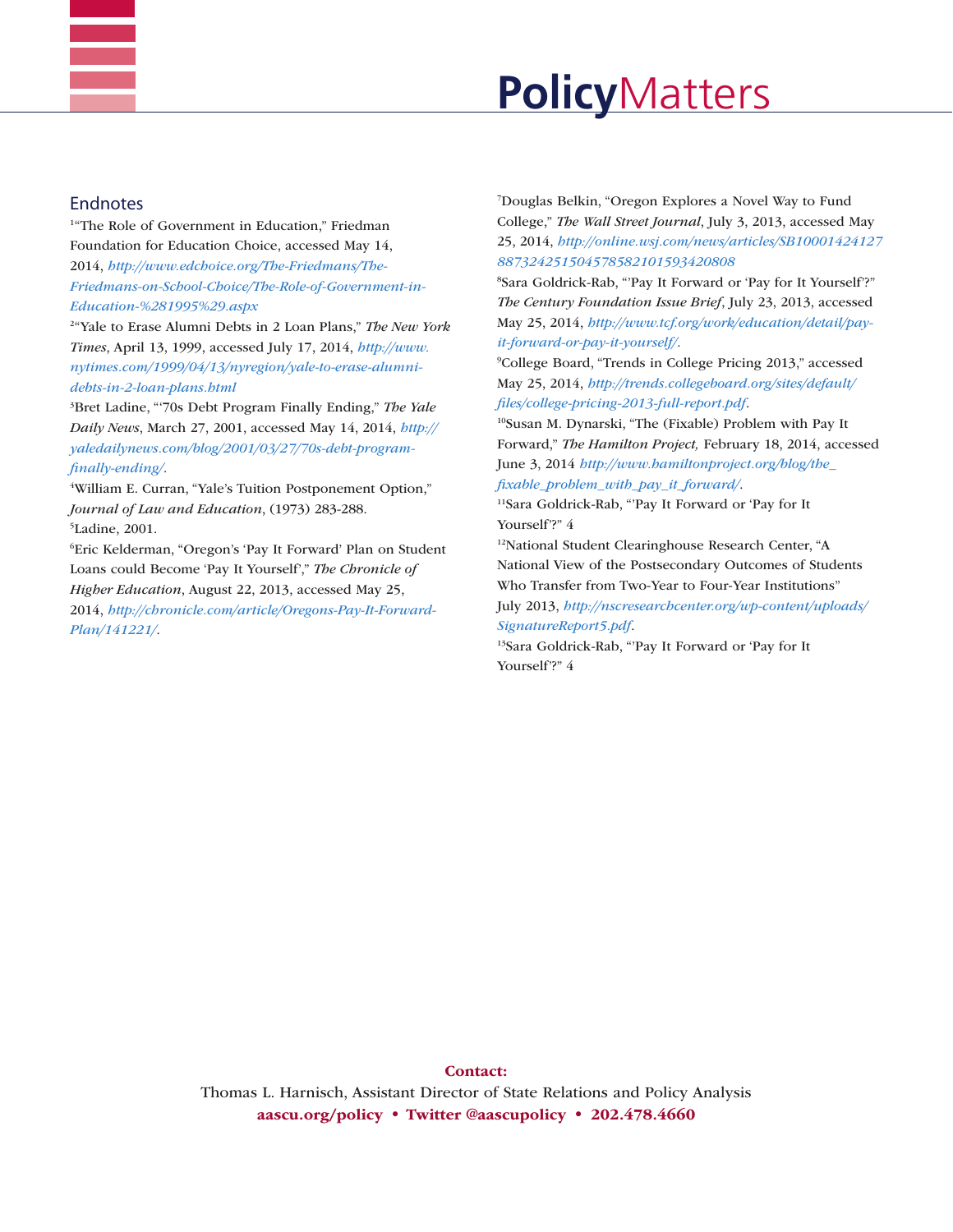## Endnotes

[1]"The Role of Government in Education," Friedman Foundation for Education Choice, accessed May 14, 2014, *http://www.edchoice.org/The-Friedmans/The-Friedmans-on-School-Choice/The-Role-of-Government-in-Education-%281995%29.aspx*

[2]"Yale to Erase Alumni Debts in 2 Loan Plans," *The New York Times*, April 13, 1999, accessed July 17, 2014, *http://www.nytimes.com/1999/04/13/nyregion/yale-to-erase-alumni-debts-in-2-loan-plans.html*

[3]Bret Ladine, "'70s Debt Program Finally Ending," *The Yale Daily News*, March 27, 2001, accessed May 14, 2014, *http://yaledailynews.com/blog/2001/03/27/70s-debt-program-finally-ending/*.

[4]William E. Curran, "Yale's Tuition Postponement Option," *Journal of Law and Education*, (1973) 283-288.

[5]Ladine, 2001.

[6]Eric Kelderman, "Oregon's 'Pay It Forward' Plan on Student Loans could Become 'Pay It Yourself'," *The Chronicle of Higher Education*, August 22, 2013, accessed May 25, 2014, *http://chronicle.com/article/Oregons-Pay-It-Forward-Plan/141221/*.

[7]Douglas Belkin, "Oregon Explores a Novel Way to Fund College," *The Wall Street Journal*, July 3, 2013, accessed May 25, 2014, *http://online.wsj.com/news/articles/SB10001424127887324251504578582101593420808*

[8]Sara Goldrick-Rab, "'Pay It Forward or 'Pay for It Yourself'?" *The Century Foundation Issue Brief*, July 23, 2013, accessed May 25, 2014, *http://www.tcf.org/work/education/detail/pay-it-forward-or-pay-it-yourself/*.

[9]College Board, "Trends in College Pricing 2013," accessed May 25, 2014, *http://trends.collegeboard.org/sites/default/files/college-pricing-2013-full-report.pdf*.

[10]Susan M. Dynarski, "The (Fixable) Problem with Pay It Forward," *The Hamilton Project,* February 18, 2014, accessed June 3, 2014 *http://www.hamiltonproject.org/blog/the_fixable_problem_with_pay_it_forward/*.

[11]Sara Goldrick-Rab, "'Pay It Forward or 'Pay for It Yourself'?" 4

[12]National Student Clearinghouse Research Center, "A National View of the Postsecondary Outcomes of Students Who Transfer from Two-Year to Four-Year Institutions" July 2013, *http://nscresearchcenter.org/wp-content/uploads/SignatureReport5.pdf*.

[13]Sara Goldrick-Rab, "'Pay It Forward or 'Pay for It Yourself'?" 4

**Contact:**

Thomas L. Harnisch, Assistant Director of State Relations and Policy Analysis

**aascu.org/policy • Twitter @aascupolicy • 202.478.4660**